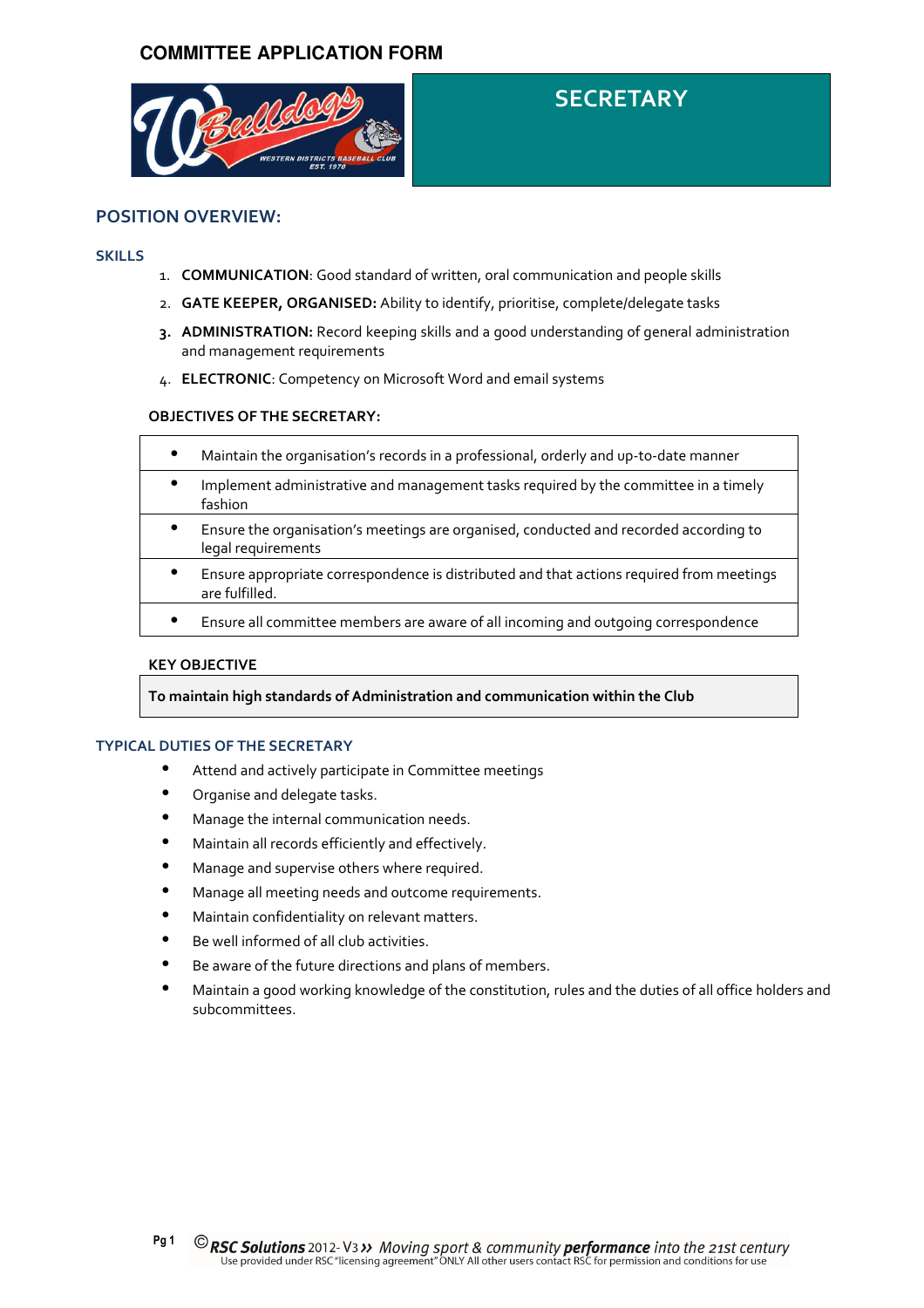# COMMITTEE APPLICATION FORM

## SECRETARY

## POSITION OVERVIEW:

### SKILLS

1. **COMMUNICATION**: Good standard of written, oral communication and people skills
2. **GATE KEEPER, ORGANISED:** Ability to identify, prioritise, complete/delegate tasks
3. **ADMINISTRATION:** Record keeping skills and a good understanding of general administration and management requirements
4. **ELECTRONIC**: Competency on Microsoft Word and email systems

### OBJECTIVES OF THE SECRETARY:

- Maintain the organisation's records in a professional, orderly and up-to-date manner
- Implement administrative and management tasks required by the committee in a timely fashion
- Ensure the organisation's meetings are organised, conducted and recorded according to legal requirements
- Ensure appropriate correspondence is distributed and that actions required from meetings are fulfilled.
- Ensure all committee members are aware of all incoming and outgoing correspondence

### KEY OBJECTIVE

**To maintain high standards of Administration and communication within the Club**

### TYPICAL DUTIES OF THE SECRETARY

- Attend and actively participate in Committee meetings
- Organise and delegate tasks.
- Manage the internal communication needs.
- Maintain all records efficiently and effectively.
- Manage and supervise others where required.
- Manage all meeting needs and outcome requirements.
- Maintain confidentiality on relevant matters.
- Be well informed of all club activities.
- Be aware of the future directions and plans of members.
- Maintain a good working knowledge of the constitution, rules and the duties of all office holders and subcommittees.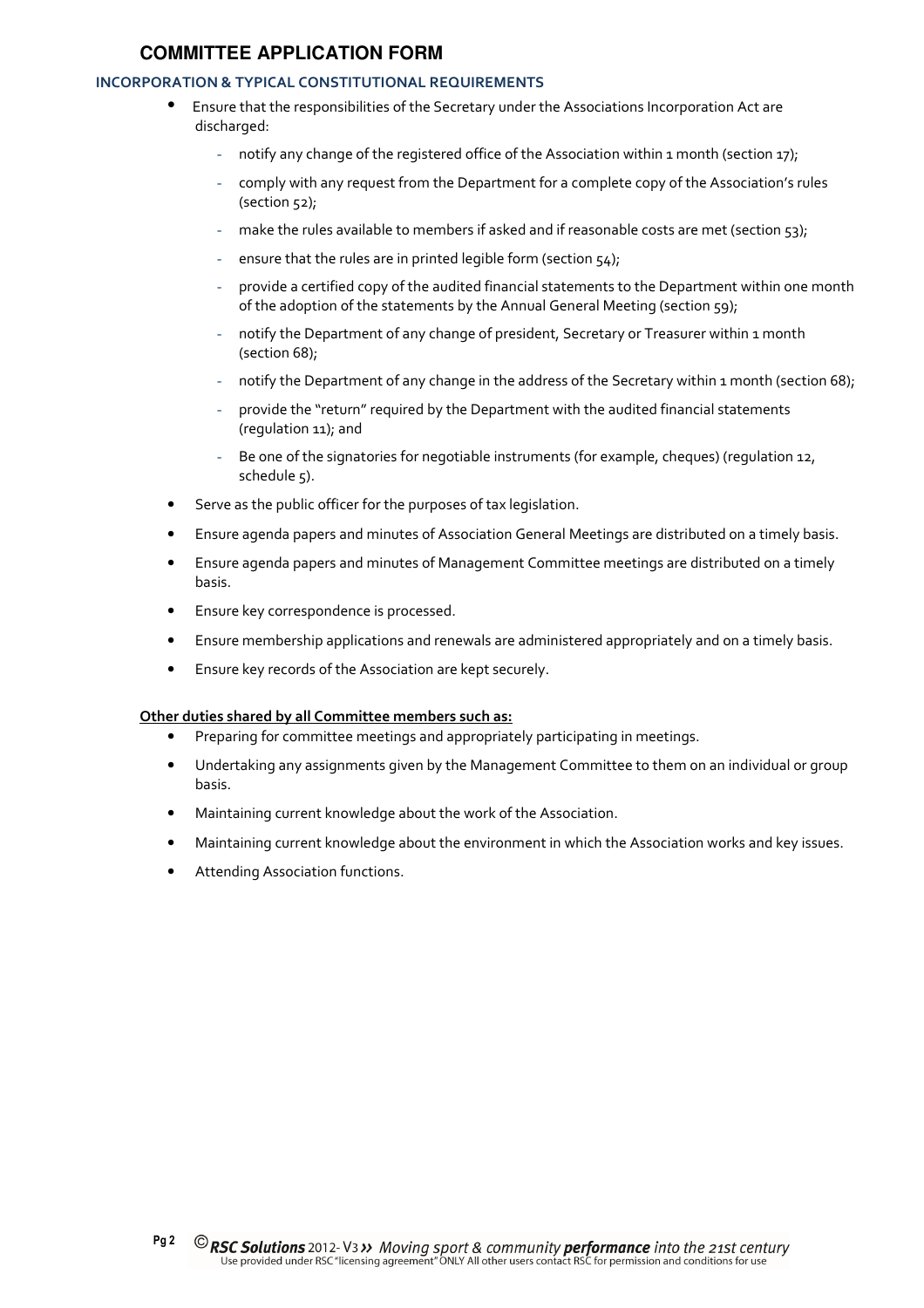# COMMITTEE APPLICATION FORM

### INCORPORATION & TYPICAL CONSTITUTIONAL REQUIREMENTS

- Ensure that the responsibilities of the Secretary under the Associations Incorporation Act are discharged:
  - notify any change of the registered office of the Association within 1 month (section 17);
  - comply with any request from the Department for a complete copy of the Association's rules (section 52);
  - make the rules available to members if asked and if reasonable costs are met (section 53);
  - ensure that the rules are in printed legible form (section 54);
  - provide a certified copy of the audited financial statements to the Department within one month of the adoption of the statements by the Annual General Meeting (section 59);
  - notify the Department of any change of president, Secretary or Treasurer within 1 month (section 68);
  - notify the Department of any change in the address of the Secretary within 1 month (section 68);
  - provide the "return" required by the Department with the audited financial statements (regulation 11); and
  - Be one of the signatories for negotiable instruments (for example, cheques) (regulation 12, schedule 5).
- Serve as the public officer for the purposes of tax legislation.
- Ensure agenda papers and minutes of Association General Meetings are distributed on a timely basis.
- Ensure agenda papers and minutes of Management Committee meetings are distributed on a timely basis.
- Ensure key correspondence is processed.
- Ensure membership applications and renewals are administered appropriately and on a timely basis.
- Ensure key records of the Association are kept securely.

**Other duties shared by all Committee members such as:**

- Preparing for committee meetings and appropriately participating in meetings.
- Undertaking any assignments given by the Management Committee to them on an individual or group basis.
- Maintaining current knowledge about the work of the Association.
- Maintaining current knowledge about the environment in which the Association works and key issues.
- Attending Association functions.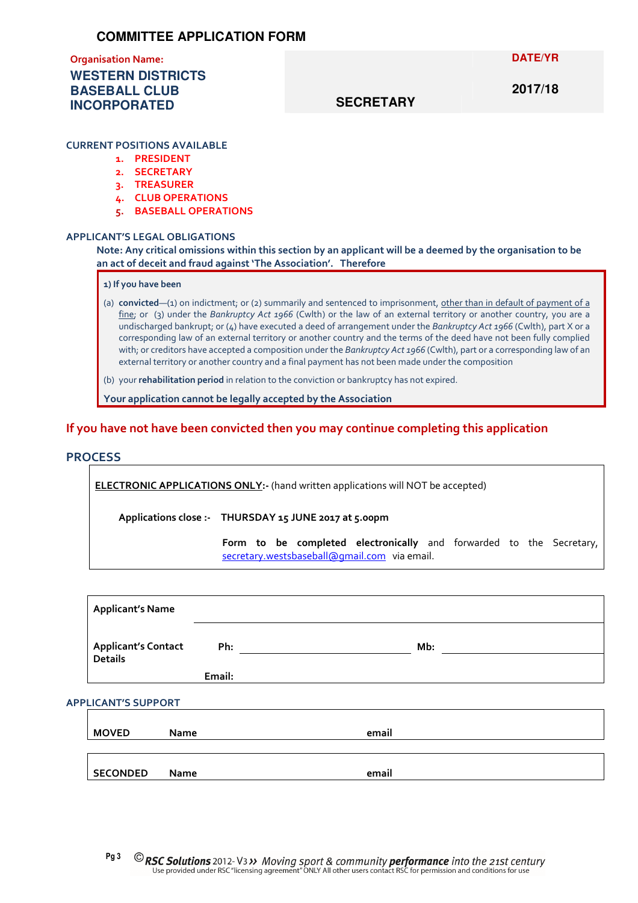# COMMITTEE APPLICATION FORM

| Organisation Name: **WESTERN DISTRICTS BASEBALL CLUB INCORPORATED** | **SECRETARY** | DATE/YR **2017/18** |
|---|---|---|

## CURRENT POSITIONS AVAILABLE

1. PRESIDENT
2. SECRETARY
3. TREASURER
4. CLUB OPERATIONS
5. BASEBALL OPERATIONS

## APPLICANT'S LEGAL OBLIGATIONS

**Note: Any critical omissions within this section by an applicant will be a deemed by the organisation to be an act of deceit and fraud against 'The Association'. Therefore**

**1) If you have been**

(a) **convicted**—(1) on indictment; or (2) summarily and sentenced to imprisonment, other than in default of payment of a fine; or (3) under the *Bankruptcy Act 1966* (Cwlth) or the law of an external territory or another country, you are a undischarged bankrupt; or (4) have executed a deed of arrangement under the *Bankruptcy Act 1966* (Cwlth), part X or a corresponding law of an external territory or another country and the terms of the deed have not been fully complied with; or creditors have accepted a composition under the *Bankruptcy Act 1966* (Cwlth), part or a corresponding law of an external territory or another country and a final payment has not been made under the composition

(b) your **rehabilitation period** in relation to the conviction or bankruptcy has not expired.

**Your application cannot be legally accepted by the Association**

**If you have not have been convicted then you may continue completing this application**

## PROCESS

**ELECTRONIC APPLICATIONS ONLY:-** (hand written applications will NOT be accepted)

**Applications close :- THURSDAY 15 JUNE 2017 at 5.00pm**

**Form to be completed electronically** and forwarded to the Secretary, secretary.westsbaseball@gmail.com via email.

| | | | |
|---|---|---|---|
| **Applicant's Name** | | | |
| **Applicant's Contact Details** | **Ph:** | **Mb:** | |
| | **Email:** | | |

## APPLICANT'S SUPPORT

| | | |
|---|---|---|
| **MOVED** | **Name** | **email** |
| **SECONDED** | **Name** | **email** |

©*RSC Solutions* 2012- V3 ›› *Moving sport & community* ***performance*** *into the 21st century*
Use provided under RSC "licensing agreement" ONLY All other users contact RSC for permission and conditions for use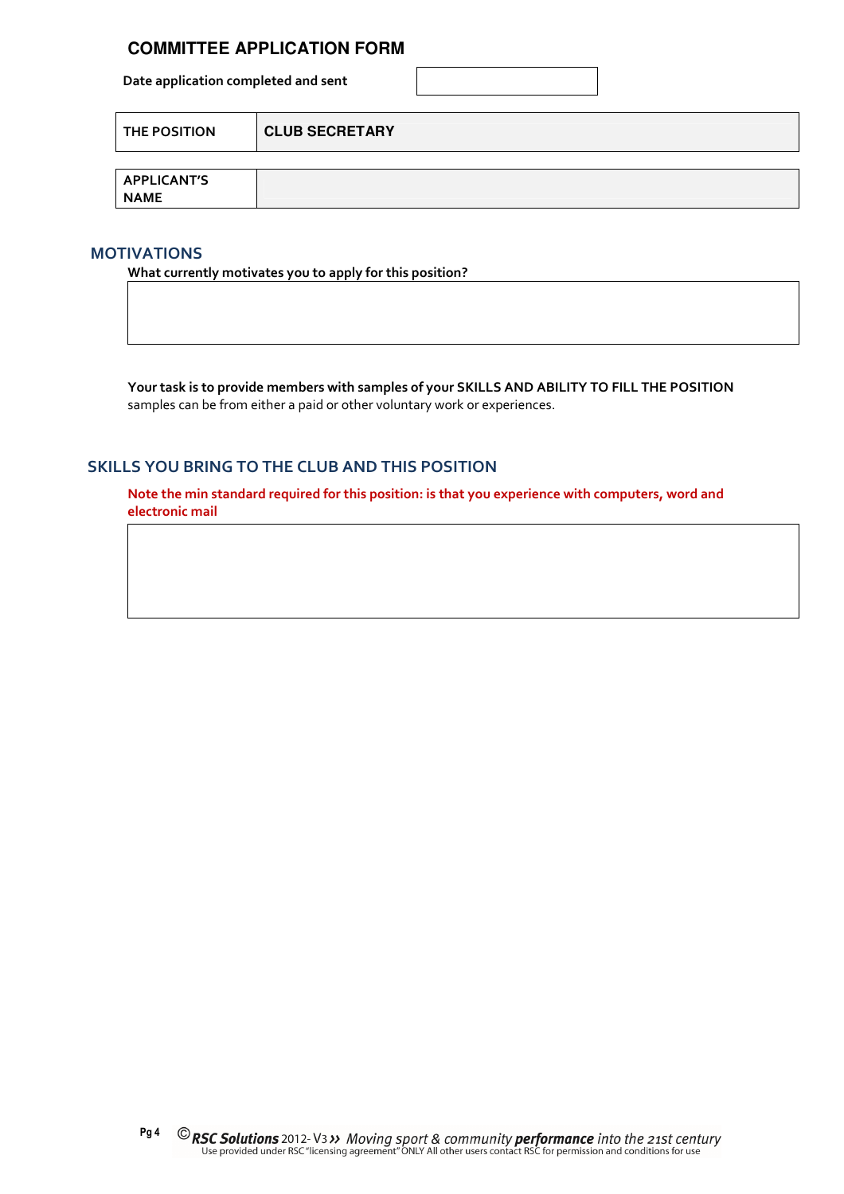# COMMITTEE APPLICATION FORM

**Date application completed and sent**

| | |
|---|---|
| **THE POSITION** | **CLUB SECRETARY** |

| | |
|---|---|
| **APPLICANT'S NAME** | |

## MOTIVATIONS

**What currently motivates you to apply for this position?**

**Your task is to provide members with samples of your SKILLS AND ABILITY TO FILL THE POSITION**
samples can be from either a paid or other voluntary work or experiences.

## SKILLS YOU BRING TO THE CLUB AND THIS POSITION

**Note the min standard required for this position: is that you experience with computers, word and electronic mail**

©RSC Solutions 2012- V3 ›› Moving sport & community performance into the 21st century
Use provided under RSC "licensing agreement" ONLY All other users contact RSC for permission and conditions for use